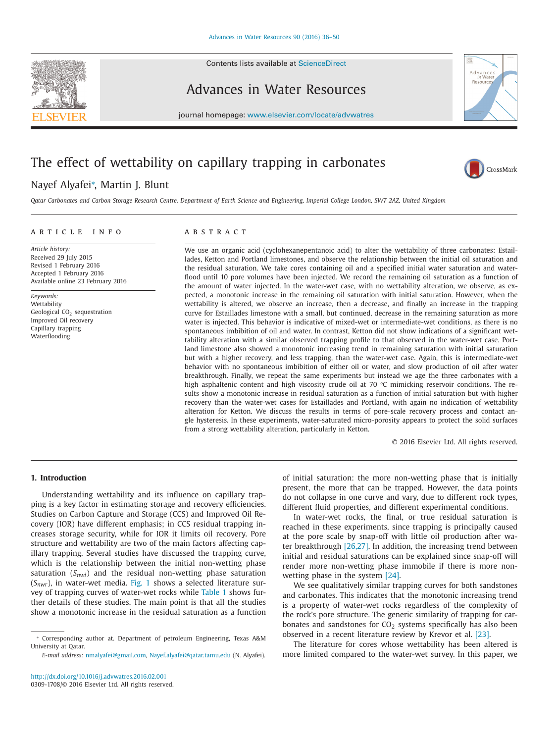# The effect of wettability on capillary trapping in carbonates

Nayef Alyafei*, Martin J. Blunt

*Qatar Carbonates and Carbon Storage Research Centre, Department of Earth Science and Engineering, Imperial College London, SW7 2AZ, United Kingdom*

## ARTICLE INFO

*Article history:*
Received 29 July 2015
Revised 1 February 2016
Accepted 1 February 2016
Available online 23 February 2016

*Keywords:*
Wettability
Geological $CO_2$ sequestration
Improved Oil recovery
Capillary trapping
Waterflooding

## ABSTRACT

We use an organic acid (cyclohexanepentanoic acid) to alter the wettability of three carbonates: Estaillades, Ketton and Portland limestones, and observe the relationship between the initial oil saturation and the residual saturation. We take cores containing oil and a specified initial water saturation and waterflood until 10 pore volumes have been injected. We record the remaining oil saturation as a function of the amount of water injected. In the water-wet case, with no wettability alteration, we observe, as expected, a monotonic increase in the remaining oil saturation with initial saturation. However, when the wettability is altered, we observe an increase, then a decrease, and finally an increase in the trapping curve for Estaillades limestone with a small, but continued, decrease in the remaining saturation as more water is injected. This behavior is indicative of mixed-wet or intermediate-wet conditions, as there is no spontaneous imbibition of oil and water. In contrast, Ketton did not show indications of a significant wettability alteration with a similar observed trapping profile to that observed in the water-wet case. Portland limestone also showed a monotonic increasing trend in remaining saturation with initial saturation but with a higher recovery, and less trapping, than the water-wet case. Again, this is intermediate-wet behavior with no spontaneous imbibition of either oil or water, and slow production of oil after water breakthrough. Finally, we repeat the same experiments but instead we age the three carbonates with a high asphaltenic content and high viscosity crude oil at 70 °C mimicking reservoir conditions. The results show a monotonic increase in residual saturation as a function of initial saturation but with higher recovery than the water-wet cases for Estaillades and Portland, with again no indication of wettability alteration for Ketton. We discuss the results in terms of pore-scale recovery process and contact angle hysteresis. In these experiments, water-saturated micro-porosity appears to protect the solid surfaces from a strong wettability alteration, particularly in Ketton.

© 2016 Elsevier Ltd. All rights reserved.

## 1. Introduction

Understanding wettability and its influence on capillary trapping is a key factor in estimating storage and recovery efficiencies. Studies on Carbon Capture and Storage (CCS) and Improved Oil Recovery (IOR) have different emphasis; in CCS residual trapping increases storage security, while for IOR it limits oil recovery. Pore structure and wettability are two of the main factors affecting capillary trapping. Several studies have discussed the trapping curve, which is the relationship between the initial non-wetting phase saturation ($S_{nwi}$) and the residual non-wetting phase saturation ($S_{nwr}$), in water-wet media. Fig. 1 shows a selected literature survey of trapping curves of water-wet rocks while Table 1 shows further details of these studies. The main point is that all the studies show a monotonic increase in the residual saturation as a function of initial saturation: the more non-wetting phase that is initially present, the more that can be trapped. However, the data points do not collapse in one curve and vary, due to different rock types, different fluid properties, and different experimental conditions.

In water-wet rocks, the final, or true residual saturation is reached in these experiments, since trapping is principally caused at the pore scale by snap-off with little oil production after water breakthrough [26,27]. In addition, the increasing trend between initial and residual saturations can be explained since snap-off will render more non-wetting phase immobile if there is more non-wetting phase in the system [24].

We see qualitatively similar trapping curves for both sandstones and carbonates. This indicates that the monotonic increasing trend is a property of water-wet rocks regardless of the complexity of the rock's pore structure. The generic similarity of trapping for carbonates and sandstones for $CO_2$ systems specifically has also been observed in a recent literature review by Krevor et al. [23].

The literature for cores whose wettability has been altered is more limited compared to the water-wet survey. In this paper, we

* Corresponding author at. Department of petroleum Engineering, Texas A&M University at Qatar.
*E-mail address:* nmalyafei@gmail.com, Nayef.alyafei@qatar.tamu.edu (N. Alyafei).

http://dx.doi.org/10.1016/j.advwatres.2016.02.001
0309-1708/© 2016 Elsevier Ltd. All rights reserved.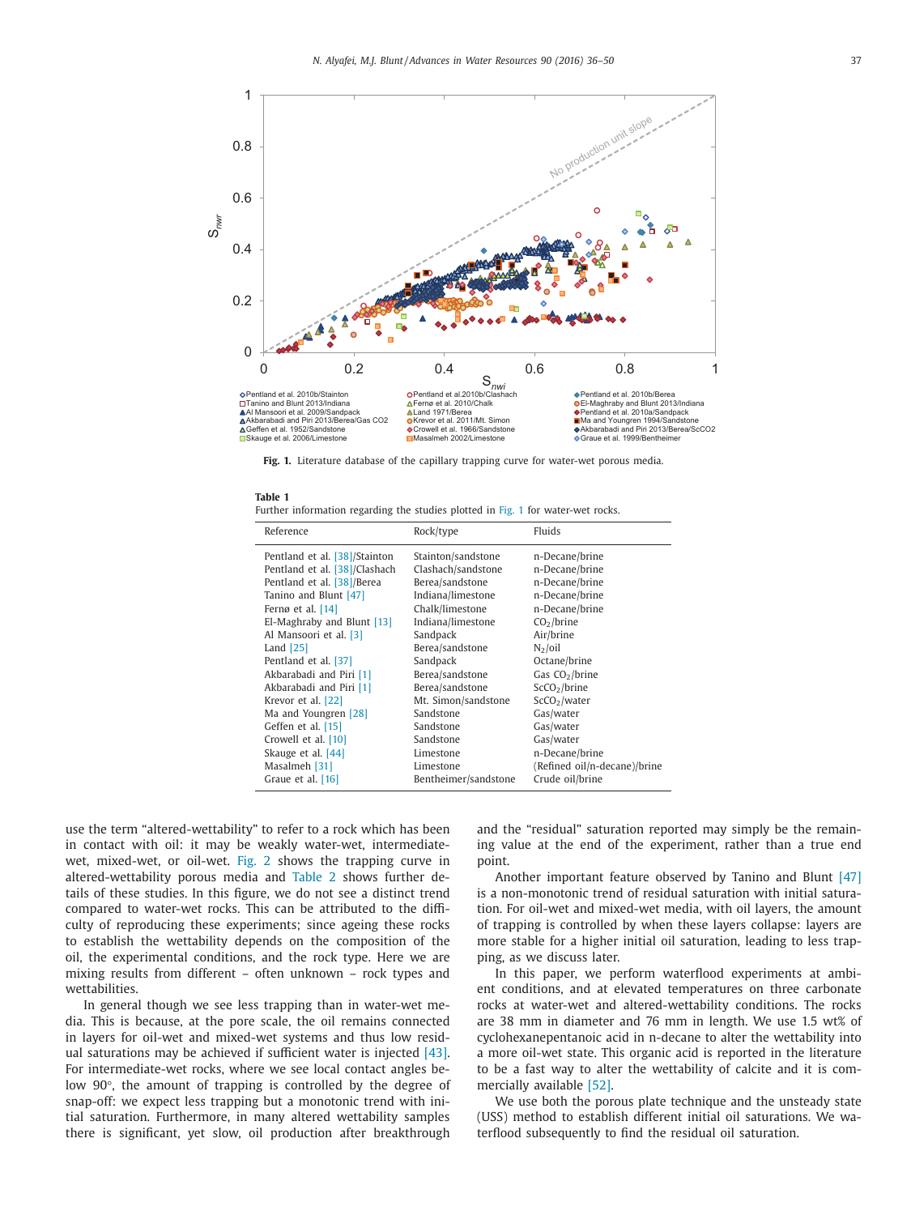1

0.8

0.6

0.4

0.2

0

$S_{nwr}$

0 0.2 0.4 0.6 0.8 1

$S_{nwi}$

No production unit slope

Pentland et al. 2010b/Stainton
Tanino and Blunt 2013/Indiana
Al Mansoori et al. 2009/Sandpack
Akbarabadi and Piri 2013/Berea/Gas CO2
Geffen et al. 1952/Sandstone
Skauge et al. 2006/Limestone
Pentland et al.2010b/Clashach
Fernø et al. 2010/Chalk
Land 1971/Berea
Krevor et al. 2011/Mt. Simon
Crowell et al. 1966/Sandstone
Masalmeh 2002/Limestone
Pentland et al. 2010b/Berea
El-Maghraby and Blunt 2013/Indiana
Pentland et al. 2010a/Sandpack
Ma and Youngren 1994/Sandstone
Akbarabadi and Piri 2013/Berea/ScCO2
Graue et al. 1999/Bentheimer

**Fig. 1.** Literature database of the capillary trapping curve for water-wet porous media.

**Table 1**
Further information regarding the studies plotted in Fig. 1 for water-wet rocks.

| Reference | Rock/type | Fluids |
|---|---|---|
| Pentland et al. [38]/Stainton | Stainton/sandstone | n-Decane/brine |
| Pentland et al. [38]/Clashach | Clashach/sandstone | n-Decane/brine |
| Pentland et al. [38]/Berea | Berea/sandstone | n-Decane/brine |
| Tanino and Blunt [47] | Indiana/limestone | n-Decane/brine |
| Fernø et al. [14] | Chalk/limestone | n-Decane/brine |
| El-Maghraby and Blunt [13] | Indiana/limestone | $CO_2$/brine |
| Al Mansoori et al. [3] | Sandpack | Air/brine |
| Land [25] | Berea/sandstone | $N_2$/oil |
| Pentland et al. [37] | Sandpack | Octane/brine |
| Akbarabadi and Piri [1] | Berea/sandstone | Gas $CO_2$/brine |
| Akbarabadi and Piri [1] | Berea/sandstone | Sc$CO_2$/brine |
| Krevor et al. [22] | Mt. Simon/sandstone | Sc$CO_2$/water |
| Ma and Youngren [28] | Sandstone | Gas/water |
| Geffen et al. [15] | Sandstone | Gas/water |
| Crowell et al. [10] | Sandstone | Gas/water |
| Skauge et al. [44] | Limestone | n-Decane/brine |
| Masalmeh [31] | Limestone | (Refined oil/n-decane)/brine |
| Graue et al. [16] | Bentheimer/sandstone | Crude oil/brine |

use the term “altered-wettability” to refer to a rock which has been in contact with oil: it may be weakly water-wet, intermediate-wet, mixed-wet, or oil-wet. Fig. 2 shows the trapping curve in altered-wettability porous media and Table 2 shows further details of these studies. In this figure, we do not see a distinct trend compared to water-wet rocks. This can be attributed to the difficulty of reproducing these experiments; since ageing these rocks to establish the wettability depends on the composition of the oil, the experimental conditions, and the rock type. Here we are mixing results from different – often unknown – rock types and wettabilities.

In general though we see less trapping than in water-wet media. This is because, at the pore scale, the oil remains connected in layers for oil-wet and mixed-wet systems and thus low residual saturations may be achieved if sufficient water is injected [43]. For intermediate-wet rocks, where we see local contact angles below 90°, the amount of trapping is controlled by the degree of snap-off: we expect less trapping but a monotonic trend with initial saturation. Furthermore, in many altered wettability samples there is significant, yet slow, oil production after breakthrough and the “residual” saturation reported may simply be the remaining value at the end of the experiment, rather than a true end point.

Another important feature observed by Tanino and Blunt [47] is a non-monotonic trend of residual saturation with initial saturation. For oil-wet and mixed-wet media, with oil layers, the amount of trapping is controlled by when these layers collapse: layers are more stable for a higher initial oil saturation, leading to less trapping, as we discuss later.

In this paper, we perform waterflood experiments at ambient conditions, and at elevated temperatures on three carbonate rocks at water-wet and altered-wettability conditions. The rocks are 38 mm in diameter and 76 mm in length. We use 1.5 wt% of cyclohexanepentanoic acid in n-decane to alter the wettability into a more oil-wet state. This organic acid is reported in the literature to be a fast way to alter the wettability of calcite and it is commercially available [52].

We use both the porous plate technique and the unsteady state (USS) method to establish different initial oil saturations. We waterflood subsequently to find the residual oil saturation.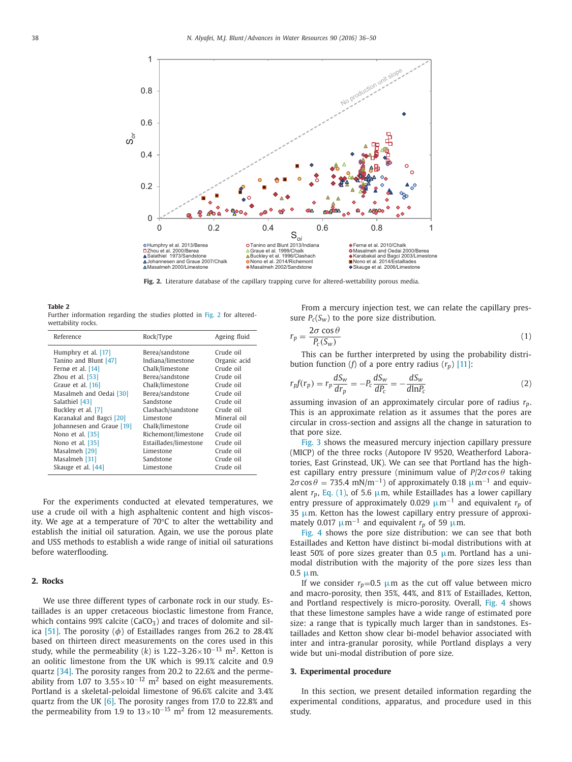1

0.8

0.6

0.4

0.2

0

$S_{or}$

0 0.2 0.4 0.6 0.8 1

$S_{oi}$

No production unit slope

Humphry et al. 2013/Berea
Zhou et al. 2000/Berea
Salathiel 1973/Sandstone
Johannesen and Graue 2007/Chalk
Masalmeh 2000/Limestone
Tanino and Blunt 2013/Indiana
Graue et al. 1999/Chalk
Buckley et al. 1996/Clashach
Nono et al. 2014/Richemont
Masalmeh 2002/Sandstone
Fernø et al. 2010/Chalk
Masalmeh and Oedai 2000/Berea
Karabakal and Bagci 2003/Limestone
Nono et al. 2014/Estaillades
Skauge et al. 2006/Limestone

**Fig. 2.** Literature database of the capillary trapping curve for altered-wettability porous media.

**Table 2**
Further information regarding the studies plotted in Fig. 2 for altered-wettability rocks.

| Reference | Rock/Type | Ageing fluid |
|---|---|---|
| Humphry et al. [17] | Berea/sandstone | Crude oil |
| Tanino and Blunt [47] | Indiana/limestone | Organic acid |
| Fernø et al. [14] | Chalk/limestone | Crude oil |
| Zhou et al. [53] | Berea/sandstone | Crude oil |
| Graue et al. [16] | Chalk/limestone | Crude oil |
| Masalmeh and Oedai [30] | Berea/sandstone | Crude oil |
| Salathiel [43] | Sandstone | Crude oil |
| Buckley et al. [7] | Clashach/sandstone | Crude oil |
| Karanakal and Bagci [20] | Limestone | Mineral oil |
| Johannesen and Graue [19] | Chalk/limestone | Crude oil |
| Nono et al. [35] | Richemont/limestone | Crude oil |
| Nono et al. [35] | Estaillades/limestone | Crude oil |
| Masalmeh [29] | Limestone | Crude oil |
| Masalmeh [31] | Sandstone | Crude oil |
| Skauge et al. [44] | Limestone | Crude oil |

For the experiments conducted at elevated temperatures, we use a crude oil with a high asphaltenic content and high viscosity. We age at a temperature of 70°C to alter the wettability and establish the initial oil saturation. Again, we use the porous plate and USS methods to establish a wide range of initial oil saturations before waterflooding.

## 2. Rocks

We use three different types of carbonate rock in our study. Estaillades is an upper cretaceous bioclastic limestone from France, which contains 99% calcite ($CaCO_3$) and traces of dolomite and silica [51]. The porosity ($\phi$) of Estaillades ranges from 26.2 to 28.4% based on thirteen direct measurements on the cores used in this study, while the permeability ($k$) is 1.22–3.26×$10^{-13}$ m$^2$. Ketton is an oolitic limestone from the UK which is 99.1% calcite and 0.9 quartz [34]. The porosity ranges from 20.2 to 22.6% and the permeability from 1.07 to 3.55×$10^{-12}$ m$^2$ based on eight measurements. Portland is a skeletal-peloidal limestone of 96.6% calcite and 3.4% quartz from the UK [6]. The porosity ranges from 17.0 to 22.8% and the permeability from 1.9 to 13×$10^{-15}$ m$^2$ from 12 measurements.

From a mercury injection test, we can relate the capillary pressure $P_c(S_w)$ to the pore size distribution.

$$r_p = \frac{2\sigma\cos\theta}{P_c(S_w)} \tag{1}$$

This can be further interpreted by using the probability distribution function ($f$) of a pore entry radius ($r_p$) [11]:

$$r_p f(r_p) = r_p \frac{dS_w}{dr_p} = -P_c \frac{dS_w}{dP_c} = -\frac{dS_w}{d\ln P_c} \tag{2}$$

assuming invasion of an approximately circular pore of radius $r_p$. This is an approximate relation as it assumes that the pores are circular in cross-section and assigns all the change in saturation to that pore size.

Fig. 3 shows the measured mercury injection capillary pressure (MICP) of the three rocks (Autopore IV 9520, Weatherford Laboratories, East Grinstead, UK). We can see that Portland has the highest capillary entry pressure (minimum value of $P/2\sigma\cos\theta$ taking $2\sigma\cos\theta = 735.4$ mN/m$^{-1}$) of approximately 0.18 µm$^{-1}$ and equivalent $r_p$, Eq. (1), of 5.6 µm, while Estaillades has a lower capillary entry pressure of approximately 0.029 µm$^{-1}$ and equivalent $r_p$ of 35 µm. Ketton has the lowest capillary entry pressure of approximately 0.017 µm$^{-1}$ and equivalent $r_p$ of 59 µm.

Fig. 4 shows the pore size distribution: we can see that both Estaillades and Ketton have distinct bi-modal distributions with at least 50% of pore sizes greater than 0.5 µm. Portland has a uni-modal distribution with the majority of the pore sizes less than 0.5 µm.

If we consider $r_p$=0.5 µm as the cut off value between micro and macro-porosity, then 35%, 44%, and 81% of Estaillades, Ketton, and Portland respectively is micro-porosity. Overall, Fig. 4 shows that these limestone samples have a wide range of estimated pore size: a range that is typically much larger than in sandstones. Estaillades and Ketton show clear bi-model behavior associated with inter and intra-granular porosity, while Portland displays a very wide but uni-modal distribution of pore size.

## 3. Experimental procedure

In this section, we present detailed information regarding the experimental conditions, apparatus, and procedure used in this study.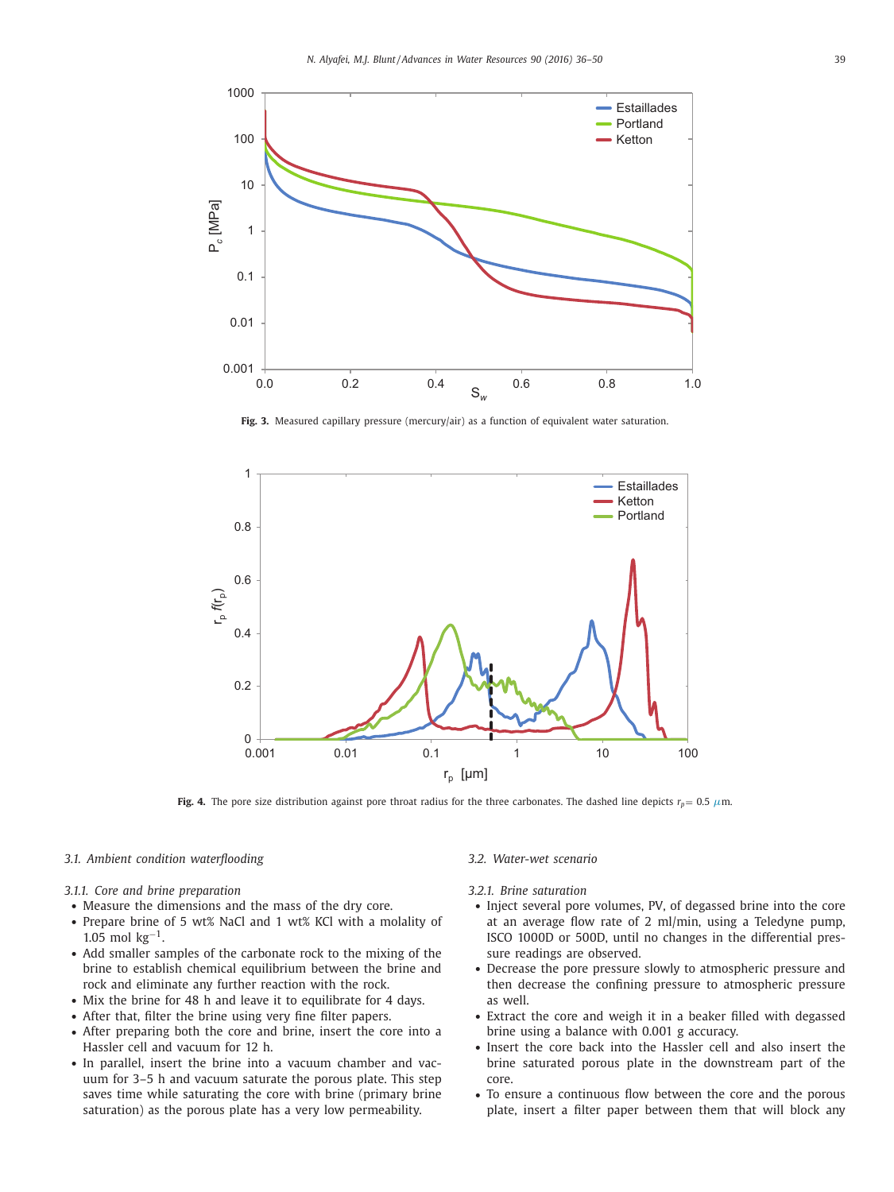1000
100
10
1
0.1
0.01
0.001
0.0
0.2
0.4
0.6
0.8
1.0
$P_c$ [MPa]
$S_w$
Estaillades
Portland
Ketton

**Fig. 3.** Measured capillary pressure (mercury/air) as a function of equivalent water saturation.

1
0.8
0.6
0.4
0.2
0
0.001
0.01
0.1
1
10
100
$r_p\ f(r_p)$
$r_p$ [μm]
Estaillades
Ketton
Portland

**Fig. 4.** The pore size distribution against pore throat radius for the three carbonates. The dashed line depicts $r_p = 0.5$ μm.

### 3.1. Ambient condition waterflooding

#### 3.1.1. Core and brine preparation

- Measure the dimensions and the mass of the dry core.
- Prepare brine of 5 wt% NaCl and 1 wt% KCl with a molality of 1.05 mol $kg^{-1}$.
- Add smaller samples of the carbonate rock to the mixing of the brine to establish chemical equilibrium between the brine and rock and eliminate any further reaction with the rock.
- Mix the brine for 48 h and leave it to equilibrate for 4 days.
- After that, filter the brine using very fine filter papers.
- After preparing both the core and brine, insert the core into a Hassler cell and vacuum for 12 h.
- In parallel, insert the brine into a vacuum chamber and vacuum for 3–5 h and vacuum saturate the porous plate. This step saves time while saturating the core with brine (primary brine saturation) as the porous plate has a very low permeability.

### 3.2. Water-wet scenario

#### 3.2.1. Brine saturation

- Inject several pore volumes, PV, of degassed brine into the core at an average flow rate of 2 ml/min, using a Teledyne pump, ISCO 1000D or 500D, until no changes in the differential pressure readings are observed.
- Decrease the pore pressure slowly to atmospheric pressure and then decrease the confining pressure to atmospheric pressure as well.
- Extract the core and weigh it in a beaker filled with degassed brine using a balance with 0.001 g accuracy.
- Insert the core back into the Hassler cell and also insert the brine saturated porous plate in the downstream part of the core.
- To ensure a continuous flow between the core and the porous plate, insert a filter paper between them that will block any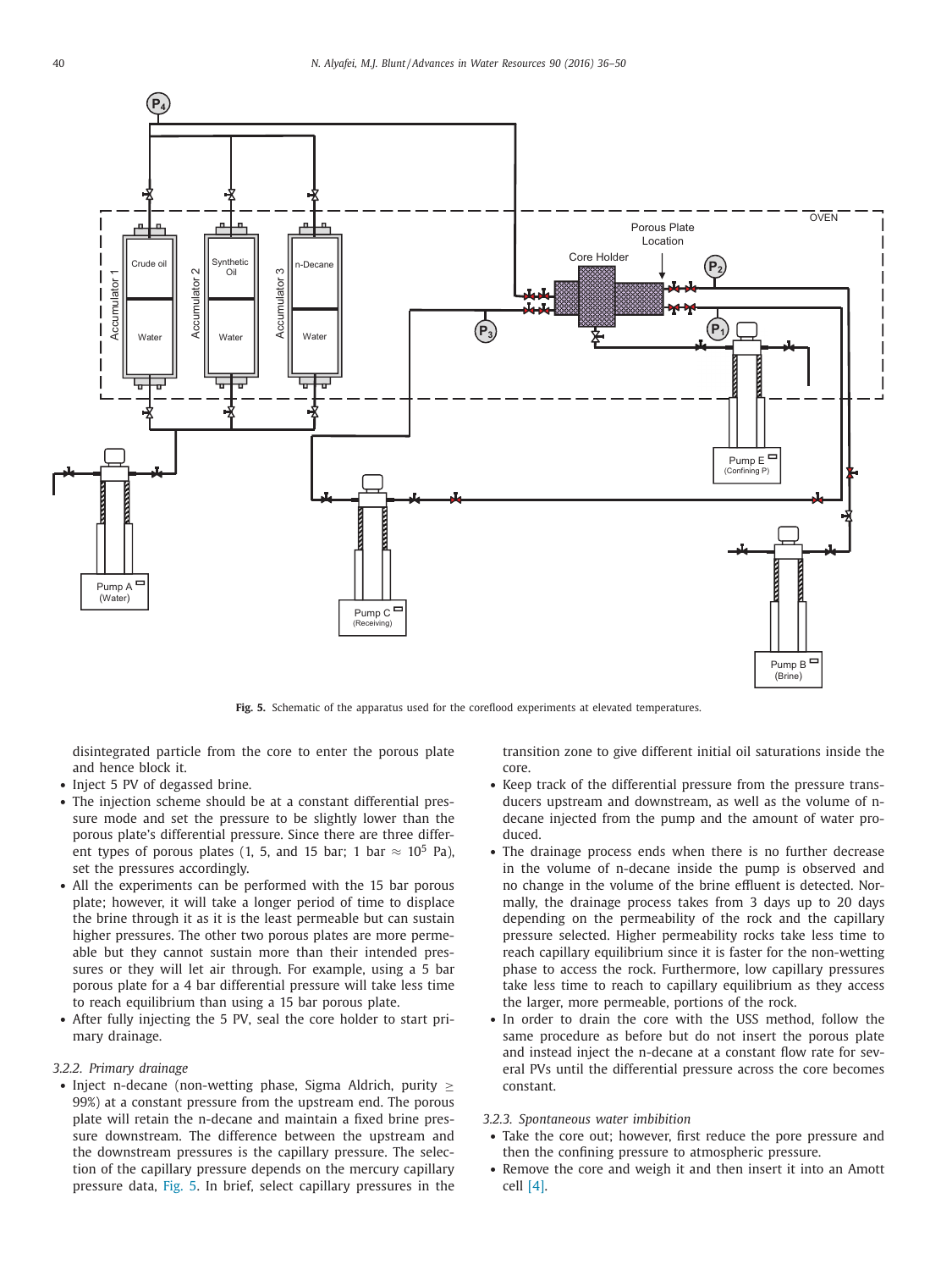P4

OVEN

Porous Plate
Location

Core Holder

P2

Accumulator 1

Crude oil

Water

Accumulator 2

Synthetic
Oil

Water

Accumulator 3

n-Decane

Water

P3

P1

Pump E
(Confining P)

Pump A
(Water)

Pump C
(Receiving)

Pump B
(Brine)

**Fig. 5.** Schematic of the apparatus used for the coreflood experiments at elevated temperatures.

disintegrated particle from the core to enter the porous plate and hence block it.

- Inject 5 PV of degassed brine.
- The injection scheme should be at a constant differential pressure mode and set the pressure to be slightly lower than the porous plate's differential pressure. Since there are three different types of porous plates (1, 5, and 15 bar; 1 bar $\approx 10^5$ Pa), set the pressures accordingly.
- All the experiments can be performed with the 15 bar porous plate; however, it will take a longer period of time to displace the brine through it as it is the least permeable but can sustain higher pressures. The other two porous plates are more permeable but they cannot sustain more than their intended pressures or they will let air through. For example, using a 5 bar porous plate for a 4 bar differential pressure will take less time to reach equilibrium than using a 15 bar porous plate.
- After fully injecting the 5 PV, seal the core holder to start primary drainage.

### 3.2.2. Primary drainage

- Inject n-decane (non-wetting phase, Sigma Aldrich, purity $\geq$ 99%) at a constant pressure from the upstream end. The porous plate will retain the n-decane and maintain a fixed brine pressure downstream. The difference between the upstream and the downstream pressures is the capillary pressure. The selection of the capillary pressure depends on the mercury capillary pressure data, Fig. 5. In brief, select capillary pressures in the transition zone to give different initial oil saturations inside the core.
- Keep track of the differential pressure from the pressure transducers upstream and downstream, as well as the volume of n-decane injected from the pump and the amount of water produced.
- The drainage process ends when there is no further decrease in the volume of n-decane inside the pump is observed and no change in the volume of the brine effluent is detected. Normally, the drainage process takes from 3 days up to 20 days depending on the permeability of the rock and the capillary pressure selected. Higher permeability rocks take less time to reach capillary equilibrium since it is faster for the non-wetting phase to access the rock. Furthermore, low capillary pressures take less time to reach to capillary equilibrium as they access the larger, more permeable, portions of the rock.
- In order to drain the core with the USS method, follow the same procedure as before but do not insert the porous plate and instead inject the n-decane at a constant flow rate for several PVs until the differential pressure across the core becomes constant.

### 3.2.3. Spontaneous water imbibition

- Take the core out; however, first reduce the pore pressure and then the confining pressure to atmospheric pressure.
- Remove the core and weigh it and then insert it into an Amott cell [4].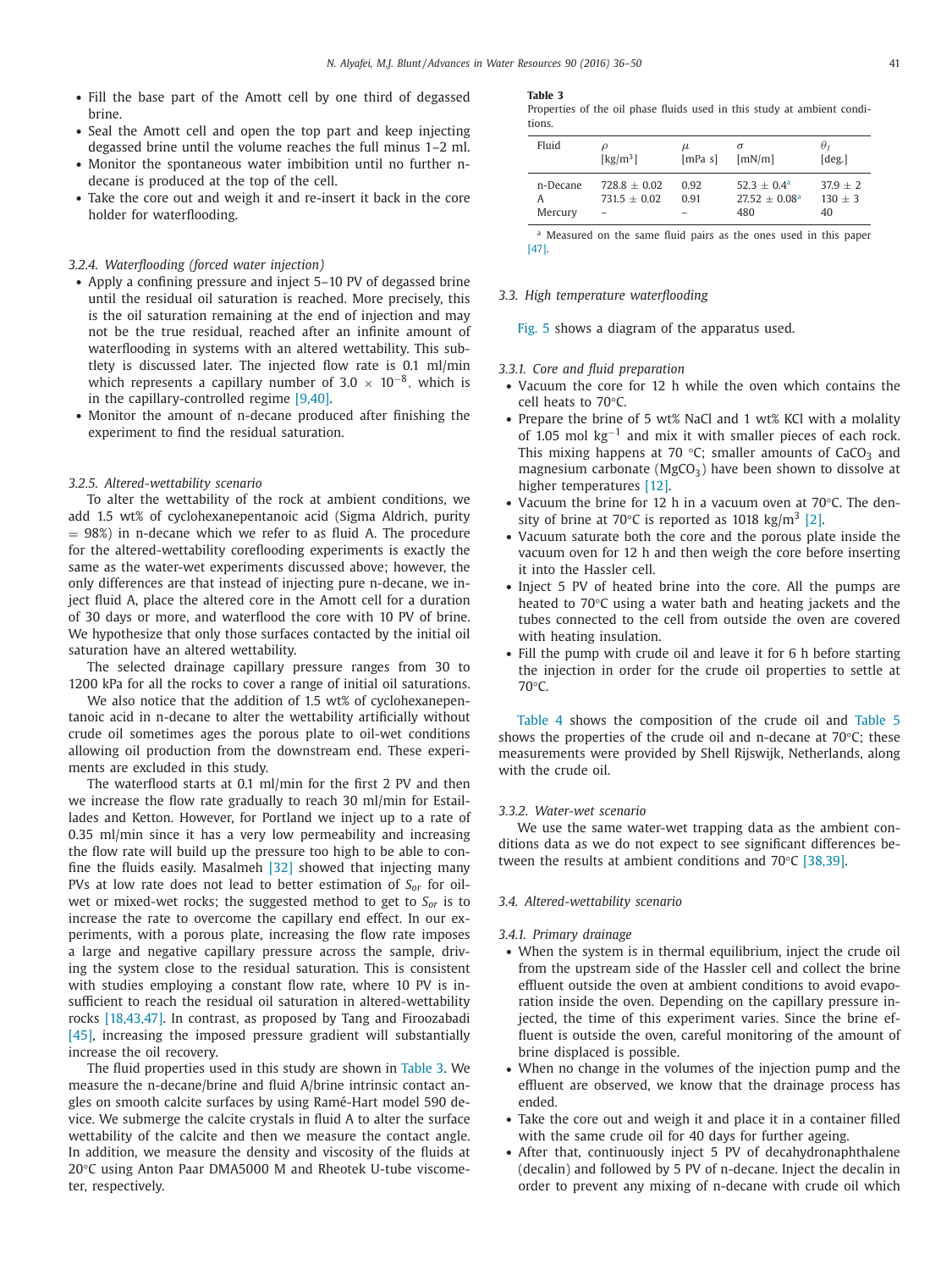- Fill the base part of the Amott cell by one third of degassed brine.
- Seal the Amott cell and open the top part and keep injecting degassed brine until the volume reaches the full minus 1–2 ml.
- Monitor the spontaneous water imbibition until no further n-decane is produced at the top of the cell.
- Take the core out and weigh it and re-insert it back in the core holder for waterflooding.

*3.2.4. Waterflooding (forced water injection)*

- Apply a confining pressure and inject 5–10 PV of degassed brine until the residual oil saturation is reached. More precisely, this is the oil saturation remaining at the end of injection and may not be the true residual, reached after an infinite amount of waterflooding in systems with an altered wettability. This subtlety is discussed later. The injected flow rate is 0.1 ml/min which represents a capillary number of $3.0 \times 10^{-8}$, which is in the capillary-controlled regime [9,40].
- Monitor the amount of n-decane produced after finishing the experiment to find the residual saturation.

*3.2.5. Altered-wettability scenario*

To alter the wettability of the rock at ambient conditions, we add 1.5 wt% of cyclohexanepentanoic acid (Sigma Aldrich, purity = 98%) in n-decane which we refer to as fluid A. The procedure for the altered-wettability corefloods experiments is exactly the same as the water-wet experiments discussed above; however, the only differences are that instead of injecting pure n-decane, we inject fluid A, place the altered core in the Amott cell for a duration of 30 days or more, and waterflood the core with 10 PV of brine. We hypothesize that only those surfaces contacted by the initial oil saturation have an altered wettability.

The selected drainage capillary pressure ranges from 30 to 1200 kPa for all the rocks to cover a range of initial oil saturations.

We also notice that the addition of 1.5 wt% of cyclohexanepentanoic acid in n-decane to alter the wettability artificially without crude oil sometimes ages the porous plate to oil-wet conditions allowing oil production from the downstream end. These experiments are excluded in this study.

The waterflood starts at 0.1 ml/min for the first 2 PV and then we increase the flow rate gradually to reach 30 ml/min for Estaillades and Ketton. However, for Portland we inject up to a rate of 0.35 ml/min since it has a very low permeability and increasing the flow rate will build up the pressure too high to be able to confine the fluids easily. Masalmeh [32] showed that injecting many PVs at low rate does not lead to better estimation of $S_{or}$ for oil-wet or mixed-wet rocks; the suggested method to get to $S_{or}$ is to increase the rate to overcome the capillary end effect. In our experiments, with a porous plate, increasing the flow rate imposes a large and negative capillary pressure across the sample, driving the system close to the residual saturation. This is consistent with studies employing a constant flow rate, where 10 PV is insufficient to reach the residual oil saturation in altered-wettability rocks [18,43,47]. In contrast, as proposed by Tang and Firoozabadi [45], increasing the imposed pressure gradient will substantially increase the oil recovery.

The fluid properties used in this study are shown in Table 3. We measure the n-decane/brine and fluid A/brine intrinsic contact angles on smooth calcite surfaces by using Ramé-Hart model 590 device. We submerge the calcite crystals in fluid A to alter the surface wettability of the calcite and then we measure the contact angle. In addition, we measure the density and viscosity of the fluids at 20°C using Anton Paar DMA5000 M and Rheotek U-tube viscometer, respectively.

**Table 3**
Properties of the oil phase fluids used in this study at ambient conditions.

| Fluid | $\rho$ [kg/m$^3$] | $\mu$ [mPa s] | $\sigma$ [mN/m] | $\theta_i$ [deg.] |
|---|---|---|---|---|
| n-Decane | 728.8 ± 0.02 | 0.92 | 52.3 ± 0.4[a] | 37.9 ± 2 |
| A | 731.5 ± 0.02 | 0.91 | 27.52 ± 0.08[a] | 130 ± 3 |
| Mercury | – | – | 480 | 40 |

[a] Measured on the same fluid pairs as the ones used in this paper [47].

## 3.3. High temperature waterflooding

Fig. 5 shows a diagram of the apparatus used.

*3.3.1. Core and fluid preparation*

- Vacuum the core for 12 h while the oven which contains the cell heats to 70°C.
- Prepare the brine of 5 wt% NaCl and 1 wt% KCl with a molality of 1.05 mol kg$^{-1}$ and mix it with smaller pieces of each rock. This mixing happens at 70 °C; smaller amounts of $CaCO_3$ and magnesium carbonate ($MgCO_3$) have been shown to dissolve at higher temperatures [12].
- Vacuum the brine for 12 h in a vacuum oven at 70°C. The density of brine at 70°C is reported as 1018 kg/m$^3$ [2].
- Vacuum saturate both the core and the porous plate inside the vacuum oven for 12 h and then weigh the core before inserting it into the Hassler cell.
- Inject 5 PV of heated brine into the core. All the pumps are heated to 70°C using a water bath and heating jackets and the tubes connected to the cell from outside the oven are covered with heating insulation.
- Fill the pump with crude oil and leave it for 6 h before starting the injection in order for the crude oil properties to settle at 70°C.

Table 4 shows the composition of the crude oil and Table 5 shows the properties of the crude oil and n-decane at 70°C; these measurements were provided by Shell Rijswijk, Netherlands, along with the crude oil.

*3.3.2. Water-wet scenario*

We use the same water-wet trapping data as the ambient conditions data as we do not expect to see significant differences between the results at ambient conditions and 70°C [38,39].

## 3.4. Altered-wettability scenario

*3.4.1. Primary drainage*

- When the system is in thermal equilibrium, inject the crude oil from the upstream side of the Hassler cell and collect the brine effluent outside the oven at ambient conditions to avoid evaporation inside the oven. Depending on the capillary pressure injected, the time of this experiment varies. Since the brine effluent is outside the oven, careful monitoring of the amount of brine displaced is possible.
- When no change in the volumes of the injection pump and the effluent are observed, we know that the drainage process has ended.
- Take the core out and weigh it and place it in a container filled with the same crude oil for 40 days for further ageing.
- After that, continuously inject 5 PV of decahydronaphthalene (decalin) and followed by 5 PV of n-decane. Inject the decalin in order to prevent any mixing of n-decane with crude oil which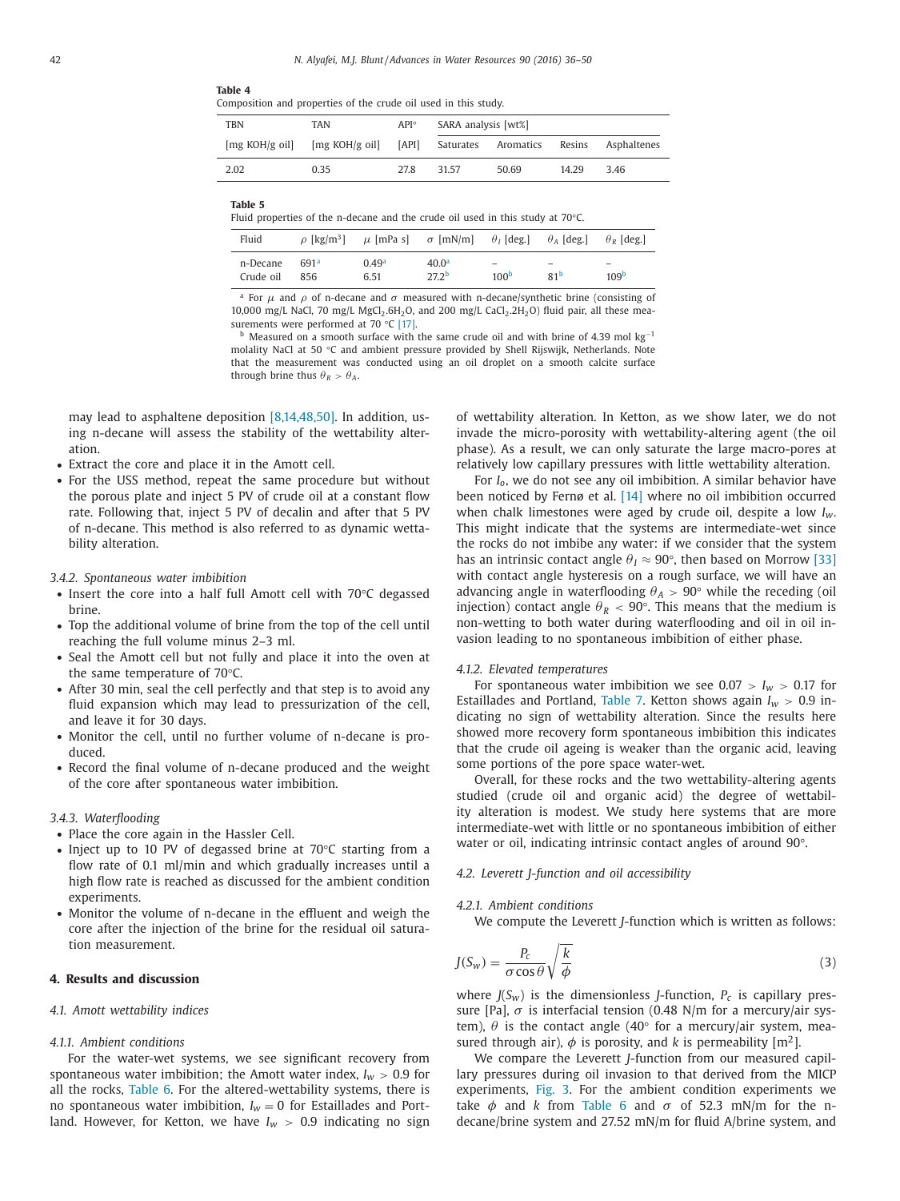**Table 4**
Composition and properties of the crude oil used in this study.

| TBN | TAN | API° | SARA analysis [wt%] | | | |
|---|---|---|---|---|---|---|
| [mg KOH/g oil] | [mg KOH/g oil] | [API] | Saturates | Aromatics | Resins | Asphaltenes |
| 2.02 | 0.35 | 27.8 | 31.57 | 50.69 | 14.29 | 3.46 |

**Table 5**
Fluid properties of the n-decane and the crude oil used in this study at 70°C.

| Fluid | $\rho$ [kg/m$^3$] | $\mu$ [mPa s] | $\sigma$ [mN/m] | $\theta_I$ [deg.] | $\theta_A$ [deg.] | $\theta_R$ [deg.] |
|---|---|---|---|---|---|---|
| n-Decane | 691[a] | 0.49[a] | 40.0[a] | – | – | – |
| Crude oil | 856 | 6.51 | 27.2[b] | 100[b] | 81[b] | 109[b] |

[a] For $\mu$ and $\rho$ of n-decane and $\sigma$ measured with n-decane/synthetic brine (consisting of 10,000 mg/L NaCl, 70 mg/L $MgCl_2.6H_2O$, and 200 mg/L $CaCl_2.2H_2O$) fluid pair, all these measurements were performed at 70 °C [17].

[b] Measured on a smooth surface with the same crude oil and with brine of 4.39 mol kg$^{-1}$ molality NaCl at 50 °C and ambient pressure provided by Shell Rijswijk, Netherlands. Note that the measurement was conducted using an oil droplet on a smooth calcite surface through brine thus $\theta_R > \theta_A$.

may lead to asphaltene deposition [8,14,48,50]. In addition, using n-decane will assess the stability of the wettability alteration.

- Extract the core and place it in the Amott cell.
- For the USS method, repeat the same procedure but without the porous plate and inject 5 PV of crude oil at a constant flow rate. Following that, inject 5 PV of decalin and after that 5 PV of n-decane. This method is also referred to as dynamic wettability alteration.

*3.4.2. Spontaneous water imbibition*

- Insert the core into a half full Amott cell with 70°C degassed brine.
- Top the additional volume of brine from the top of the cell until reaching the full volume minus 2–3 ml.
- Seal the Amott cell but not fully and place it into the oven at the same temperature of 70°C.
- After 30 min, seal the cell perfectly and that step is to avoid any fluid expansion which may lead to pressurization of the cell, and leave it for 30 days.
- Monitor the cell, until no further volume of n-decane is produced.
- Record the final volume of n-decane produced and the weight of the core after spontaneous water imbibition.

*3.4.3. Waterflooding*

- Place the core again in the Hassler Cell.
- Inject up to 10 PV of degassed brine at 70°C starting from a flow rate of 0.1 ml/min and which gradually increases until a high flow rate is reached as discussed for the ambient condition experiments.
- Monitor the volume of n-decane in the effluent and weigh the core after the injection of the brine for the residual oil saturation measurement.

## 4. Results and discussion

*4.1. Amott wettability indices*

*4.1.1. Ambient conditions*

For the water-wet systems, we see significant recovery from spontaneous water imbibition; the Amott water index, $I_w > 0.9$ for all the rocks, Table 6. For the altered-wettability systems, there is no spontaneous water imbibition, $I_w = 0$ for Estaillades and Portland. However, for Ketton, we have $I_w > 0.9$ indicating no sign of wettability alteration. In Ketton, as we show later, we do not invade the micro-porosity with wettability-altering agent (the oil phase). As a result, we can only saturate the large macro-pores at relatively low capillary pressures with little wettability alteration.

For $I_o$, we do not see any oil imbibition. A similar behavior have been noticed by Fernø et al. [14] where no oil imbibition occurred when chalk limestones were aged by crude oil, despite a low $I_w$. This might indicate that the systems are intermediate-wet since the rocks do not imbibe any water: if we consider that the system has an intrinsic contact angle $\theta_I \approx 90°$, then based on Morrow [33] with contact angle hysteresis on a rough surface, we will have an advancing angle in waterflooding $\theta_A > 90°$ while the receding (oil injection) contact angle $\theta_R < 90°$. This means that the medium is non-wetting to both water during waterflooding and oil in oil invasion leading to no spontaneous imbibition of either phase.

*4.1.2. Elevated temperatures*

For spontaneous water imbibition we see $0.07 > I_w > 0.17$ for Estaillades and Portland, Table 7. Ketton shows again $I_w > 0.9$ indicating no sign of wettability alteration. Since the results here showed more recovery form spontaneous imbibition this indicates that the crude oil ageing is weaker than the organic acid, leaving some portions of the pore space water-wet.

Overall, for these rocks and the two wettability-altering agents studied (crude oil and organic acid) the degree of wettability alteration is modest. We study here systems that are more intermediate-wet with little or no spontaneous imbibition of either water or oil, indicating intrinsic contact angles of around 90°.

*4.2. Leverett J-function and oil accessibility*

*4.2.1. Ambient conditions*

We compute the Leverett *J*-function which is written as follows:

$$J(S_w) = \frac{P_c}{\sigma \cos\theta}\sqrt{\frac{k}{\phi}} \tag{3}$$

where $J(S_w)$ is the dimensionless *J*-function, $P_c$ is capillary pressure [Pa], $\sigma$ is interfacial tension (0.48 N/m for a mercury/air system), $\theta$ is the contact angle (40° for a mercury/air system, measured through air), $\phi$ is porosity, and $k$ is permeability [m$^2$].

We compare the Leverett *J*-function from our measured capillary pressures during oil invasion to that derived from the MICP experiments, Fig. 3. For the ambient condition experiments we take $\phi$ and $k$ from Table 6 and $\sigma$ of 52.3 mN/m for the n-decane/brine system and 27.52 mN/m for fluid A/brine system, and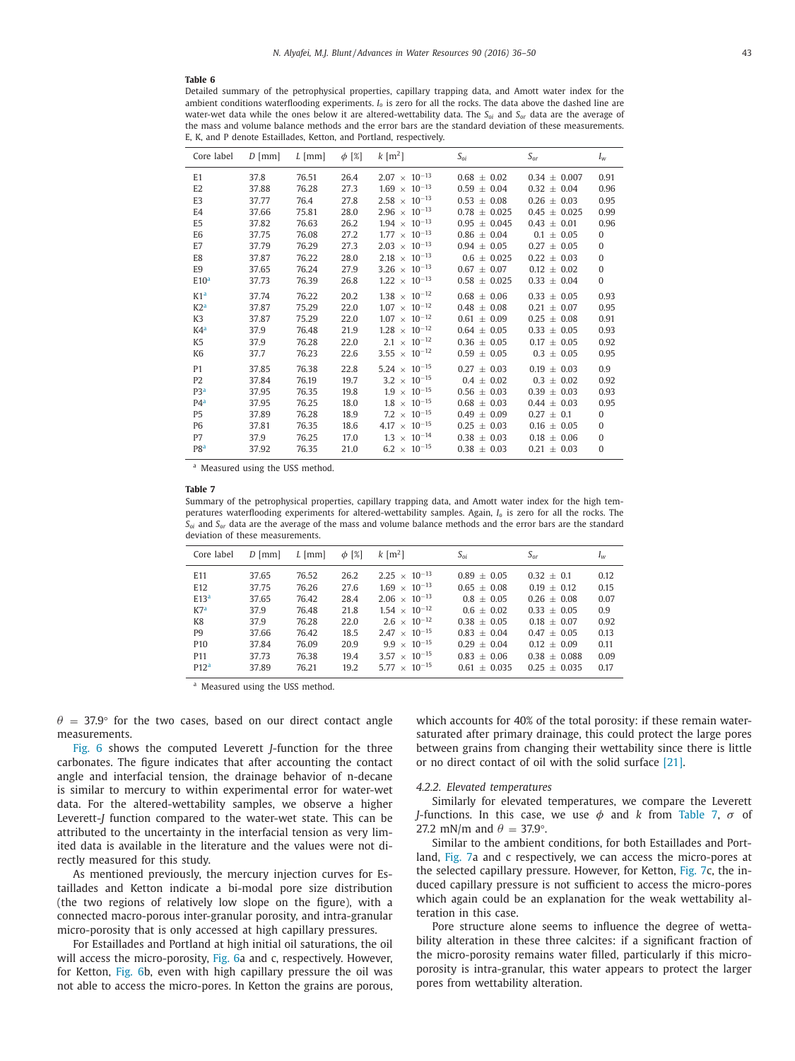**Table 6**

Detailed summary of the petrophysical properties, capillary trapping data, and Amott water index for the ambient conditions waterflooding experiments. $I_o$ is zero for all the rocks. The data above the dashed line are water-wet data while the ones below it are altered-wettability data. The $S_{oi}$ and $S_{or}$ data are the average of the mass and volume balance methods and the error bars are the standard deviation of these measurements. E, K, and P denote Estaillades, Ketton, and Portland, respectively.

| Core label | $D$ [mm] | $L$ [mm] | $\phi$ [%] | $k$ [m$^2$] | $S_{oi}$ | $S_{or}$ | $I_w$ |
|---|---|---|---|---|---|---|---|
| E1 | 37.8 | 76.51 | 26.4 | $2.07 \times 10^{-13}$ | 0.68 ± 0.02 | 0.34 ± 0.007 | 0.91 |
| E2 | 37.88 | 76.28 | 27.3 | $1.69 \times 10^{-13}$ | 0.59 ± 0.04 | 0.32 ± 0.04 | 0.96 |
| E3 | 37.77 | 76.4 | 27.8 | $2.58 \times 10^{-13}$ | 0.53 ± 0.08 | 0.26 ± 0.03 | 0.95 |
| E4 | 37.66 | 75.81 | 28.0 | $2.96 \times 10^{-13}$ | 0.78 ± 0.025 | 0.45 ± 0.025 | 0.99 |
| E5 | 37.82 | 76.63 | 26.2 | $1.94 \times 10^{-13}$ | 0.95 ± 0.045 | 0.43 ± 0.01 | 0.96 |
| E6 | 37.75 | 76.08 | 27.2 | $1.77 \times 10^{-13}$ | 0.86 ± 0.04 | 0.1 ± 0.05 | 0 |
| E7 | 37.79 | 76.29 | 27.3 | $2.03 \times 10^{-13}$ | 0.94 ± 0.05 | 0.27 ± 0.05 | 0 |
| E8 | 37.87 | 76.22 | 28.0 | $2.18 \times 10^{-13}$ | 0.6 ± 0.025 | 0.22 ± 0.03 | 0 |
| E9 | 37.65 | 76.24 | 27.9 | $3.26 \times 10^{-13}$ | 0.67 ± 0.07 | 0.12 ± 0.02 | 0 |
| E10[a] | 37.73 | 76.39 | 26.8 | $1.22 \times 10^{-13}$ | 0.58 ± 0.025 | 0.33 ± 0.04 | 0 |
| K1[a] | 37.74 | 76.22 | 20.2 | $1.38 \times 10^{-12}$ | 0.68 ± 0.06 | 0.33 ± 0.05 | 0.93 |
| K2[a] | 37.87 | 75.29 | 22.0 | $1.07 \times 10^{-12}$ | 0.48 ± 0.08 | 0.21 ± 0.07 | 0.95 |
| K3 | 37.87 | 75.29 | 22.0 | $1.07 \times 10^{-12}$ | 0.61 ± 0.09 | 0.25 ± 0.08 | 0.91 |
| K4[a] | 37.9 | 76.48 | 21.9 | $1.28 \times 10^{-12}$ | 0.64 ± 0.05 | 0.33 ± 0.05 | 0.93 |
| K5 | 37.9 | 76.28 | 22.0 | $2.1 \times 10^{-12}$ | 0.36 ± 0.05 | 0.17 ± 0.05 | 0.92 |
| K6 | 37.7 | 76.23 | 22.6 | $3.55 \times 10^{-12}$ | 0.59 ± 0.05 | 0.3 ± 0.05 | 0.95 |
| P1 | 37.85 | 76.38 | 22.8 | $5.24 \times 10^{-15}$ | 0.27 ± 0.03 | 0.19 ± 0.03 | 0.9 |
| P2 | 37.84 | 76.19 | 19.7 | $3.2 \times 10^{-15}$ | 0.4 ± 0.02 | 0.3 ± 0.02 | 0.92 |
| P3[a] | 37.95 | 76.35 | 19.8 | $1.9 \times 10^{-15}$ | 0.56 ± 0.03 | 0.39 ± 0.03 | 0.93 |
| P4[a] | 37.95 | 76.25 | 18.0 | $1.8 \times 10^{-15}$ | 0.68 ± 0.03 | 0.44 ± 0.03 | 0.95 |
| P5 | 37.89 | 76.28 | 18.9 | $7.2 \times 10^{-15}$ | 0.49 ± 0.09 | 0.27 ± 0.1 | 0 |
| P6 | 37.81 | 76.35 | 18.6 | $4.17 \times 10^{-15}$ | 0.25 ± 0.03 | 0.16 ± 0.05 | 0 |
| P7 | 37.9 | 76.25 | 17.0 | $1.3 \times 10^{-14}$ | 0.38 ± 0.03 | 0.18 ± 0.06 | 0 |
| P8[a] | 37.92 | 76.35 | 21.0 | $6.2 \times 10^{-15}$ | 0.38 ± 0.03 | 0.21 ± 0.03 | 0 |

[a] Measured using the USS method.

**Table 7**

Summary of the petrophysical properties, capillary trapping data, and Amott water index for the high temperatures waterflooding experiments for altered-wettability samples. Again, $I_o$ is zero for all the rocks. The $S_{oi}$ and $S_{or}$ data are the average of the mass and volume balance methods and the error bars are the standard deviation of these measurements.

| Core label | $D$ [mm] | $L$ [mm] | $\phi$ [%] | $k$ [m$^2$] | $S_{oi}$ | $S_{or}$ | $I_w$ |
|---|---|---|---|---|---|---|---|
| E11 | 37.65 | 76.52 | 26.2 | $2.25 \times 10^{-13}$ | 0.89 ± 0.05 | 0.32 ± 0.1 | 0.12 |
| E12 | 37.75 | 76.26 | 27.6 | $1.69 \times 10^{-13}$ | 0.65 ± 0.08 | 0.19 ± 0.12 | 0.15 |
| E13[a] | 37.65 | 76.42 | 28.4 | $2.06 \times 10^{-13}$ | 0.8 ± 0.05 | 0.26 ± 0.08 | 0.07 |
| K7[a] | 37.9 | 76.48 | 21.8 | $1.54 \times 10^{-12}$ | 0.6 ± 0.02 | 0.33 ± 0.05 | 0.9 |
| K8 | 37.9 | 76.28 | 22.0 | $2.6 \times 10^{-12}$ | 0.38 ± 0.05 | 0.18 ± 0.07 | 0.92 |
| P9 | 37.66 | 76.42 | 18.5 | $2.47 \times 10^{-15}$ | 0.83 ± 0.04 | 0.47 ± 0.05 | 0.13 |
| P10 | 37.84 | 76.09 | 20.9 | $9.9 \times 10^{-15}$ | 0.29 ± 0.04 | 0.12 ± 0.09 | 0.11 |
| P11 | 37.73 | 76.38 | 19.4 | $3.57 \times 10^{-15}$ | 0.83 ± 0.06 | 0.38 ± 0.088 | 0.09 |
| P12[a] | 37.89 | 76.21 | 19.2 | $5.77 \times 10^{-15}$ | 0.61 ± 0.035 | 0.25 ± 0.035 | 0.17 |

[a] Measured using the USS method.

$\theta = 37.9°$ for the two cases, based on our direct contact angle measurements.

Fig. 6 shows the computed Leverett *J*-function for the three carbonates. The figure indicates that after accounting the contact angle and interfacial tension, the drainage behavior of n-decane is similar to mercury to within experimental error for water-wet data. For the altered-wettability samples, we observe a higher Leverett-*J* function compared to the water-wet state. This can be attributed to the uncertainty in the interfacial tension as very limited data is available in the literature and the values were not directly measured for this study.

As mentioned previously, the mercury injection curves for Estaillades and Ketton indicate a bi-modal pore size distribution (the two regions of relatively low slope on the figure), with a connected macro-porous inter-granular porosity, and intra-granular micro-porosity that is only accessed at high capillary pressures.

For Estaillades and Portland at high initial oil saturations, the oil will access the micro-porosity, Fig. 6a and c, respectively. However, for Ketton, Fig. 6b, even with high capillary pressure the oil was not able to access the micro-pores. In Ketton the grains are porous, which accounts for 40% of the total porosity: if these remain water-saturated after primary drainage, this could protect the large pores between grains from changing their wettability since there is little or no direct contact of oil with the solid surface [21].

### 4.2.2. Elevated temperatures

Similarly for elevated temperatures, we compare the Leverett *J*-functions. In this case, we use $\phi$ and $k$ from Table 7, $\sigma$ of 27.2 mN/m and $\theta = 37.9°$.

Similar to the ambient conditions, for both Estaillades and Portland, Fig. 7a and c respectively, we can access the micro-pores at the selected capillary pressure. However, for Ketton, Fig. 7c, the induced capillary pressure is not sufficient to access the micro-pores which again could be an explanation for the weak wettability alteration in this case.

Pore structure alone seems to influence the degree of wettability alteration in these three calcites: if a significant fraction of the micro-porosity remains water filled, particularly if this microporosity is intra-granular, this water appears to protect the larger pores from wettability alteration.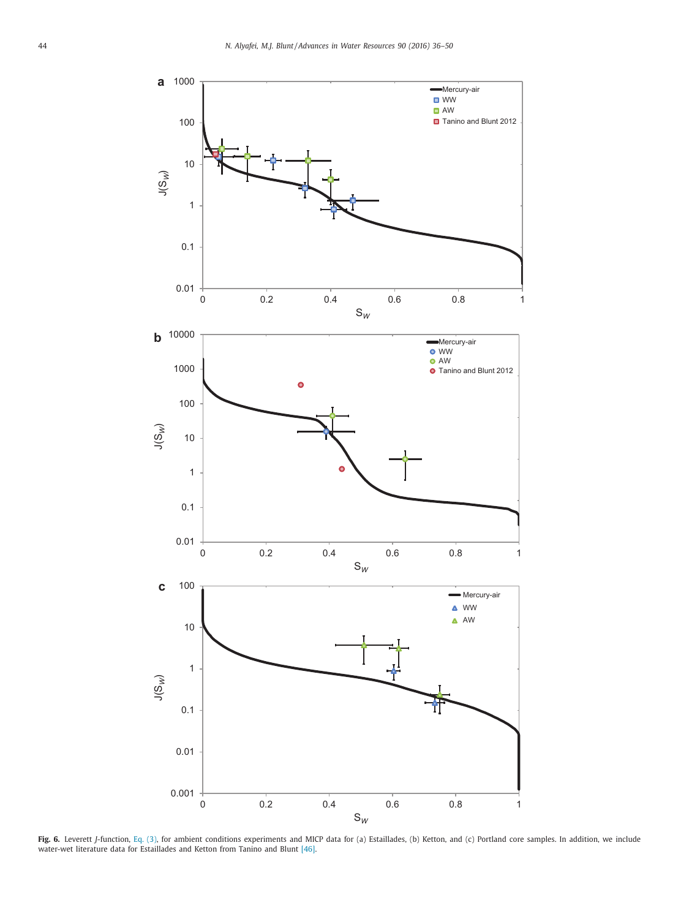a

1000

100

10

1

0.1

0.01

0 0.2 0.4 0.6 0.8 1

$J(S_w)$

$S_w$

Mercury-air

WW

AW

Tanino and Blunt 2012

b

10000

1000

100

10

1

0.1

0.01

0 0.2 0.4 0.6 0.8 1

$J(S_w)$

$S_w$

Mercury-air

WW

AW

Tanino and Blunt 2012

c

100

10

1

0.1

0.01

0.001

0 0.2 0.4 0.6 0.8 1

$J(S_w)$

$S_w$

Mercury-air

WW

AW

**Fig. 6.** Leverett *J*-function, Eq. (3), for ambient conditions experiments and MICP data for (a) Estaillades, (b) Ketton, and (c) Portland core samples. In addition, we include water-wet literature data for Estaillades and Ketton from Tanino and Blunt [46].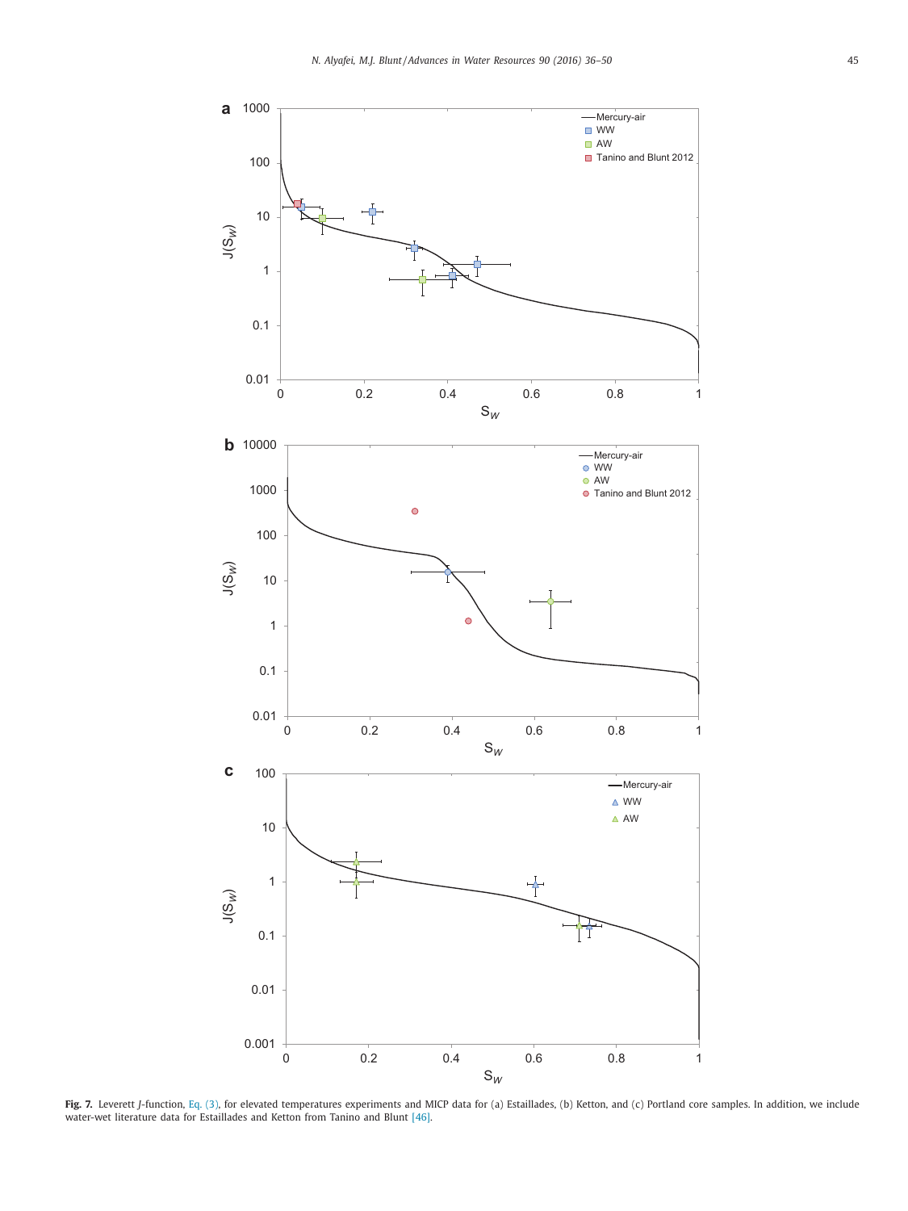a

1000
100
10
1
0.1
0.01

$J(S_w)$

0 0.2 0.4 0.6 0.8 1

$S_w$

Mercury-air
WW
AW
Tanino and Blunt 2012

b

10000
1000
100
10
1
0.1
0.01

$J(S_w)$

0 0.2 0.4 0.6 0.8 1

$S_w$

Mercury-air
WW
AW
Tanino and Blunt 2012

c

100
10
1
0.1
0.01
0.001

$J(S_w)$

0 0.2 0.4 0.6 0.8 1

$S_w$

Mercury-air
WW
AW

**Fig. 7.** Leverett $J$-function, Eq. (3), for elevated temperatures experiments and MICP data for (a) Estaillades, (b) Ketton, and (c) Portland core samples. In addition, we include water-wet literature data for Estaillades and Ketton from Tanino and Blunt [46].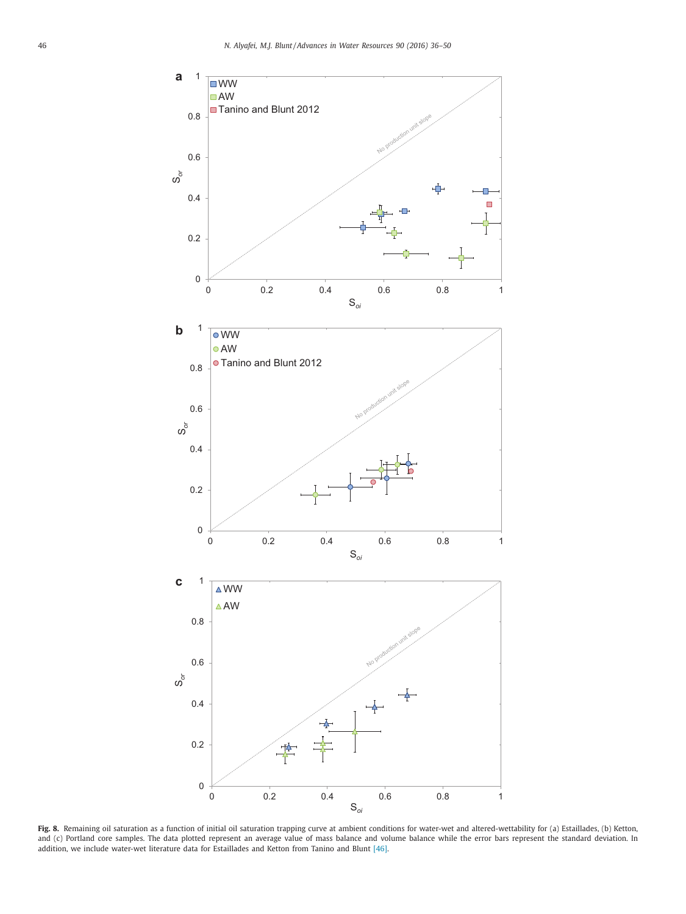a

WW

AW

Tanino and Blunt 2012

No production unit slope

$S_{or}$

$S_{oi}$

0

0.2

0.4

0.6

0.8

1

b

WW

AW

Tanino and Blunt 2012

No production unit slope

$S_{or}$

$S_{oi}$

0

0.2

0.4

0.6

0.8

1

c

WW

AW

No production unit slope

$S_{or}$

$S_{oi}$

0

0.2

0.4

0.6

0.8

1

**Fig. 8.** Remaining oil saturation as a function of initial oil saturation trapping curve at ambient conditions for water-wet and altered-wettability for (a) Estaillades, (b) Ketton, and (c) Portland core samples. The data plotted represent an average value of mass balance and volume balance while the error bars represent the standard deviation. In addition, we include water-wet literature data for Estaillades and Ketton from Tanino and Blunt [46].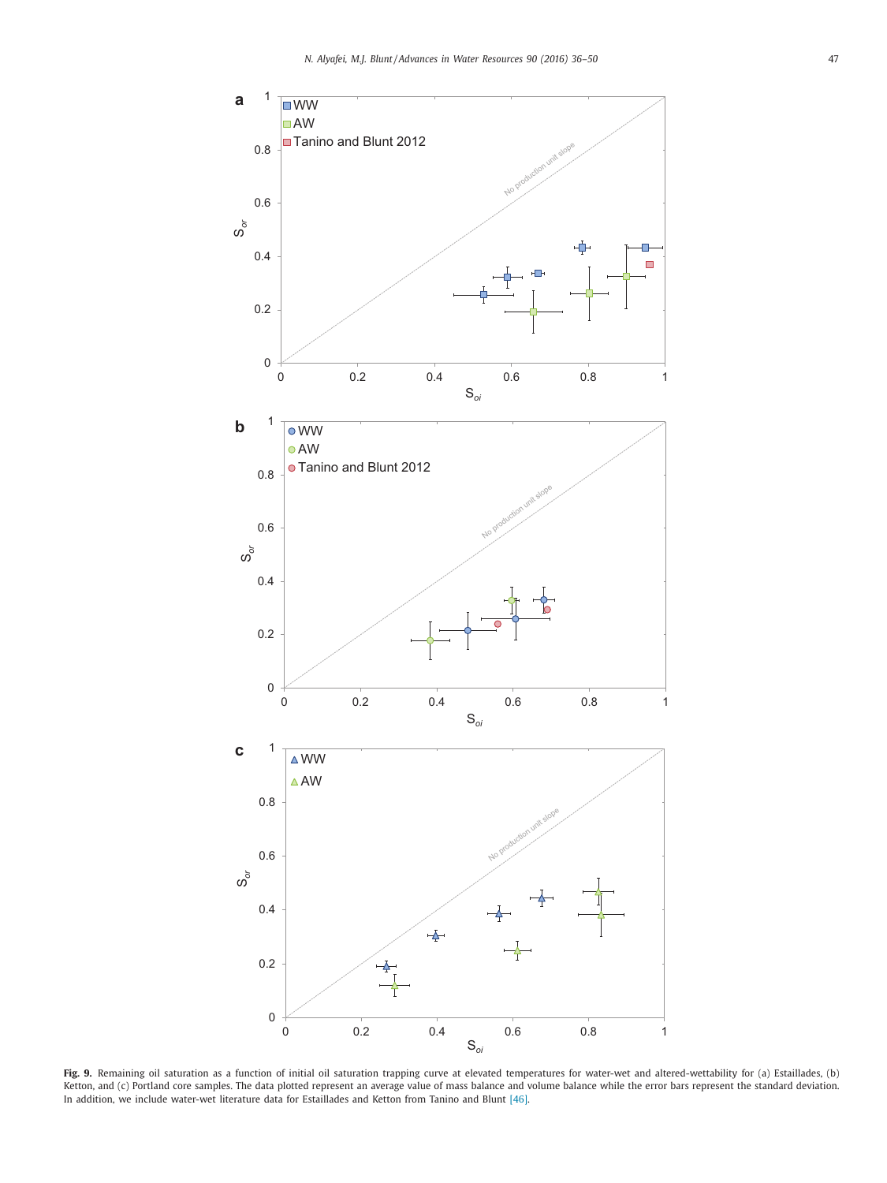a

WW
AW
Tanino and Blunt 2012

No production unit slope

$S_{or}$

$S_{oi}$

0, 0.2, 0.4, 0.6, 0.8, 1

b

WW
AW
Tanino and Blunt 2012

No production unit slope

$S_{or}$

$S_{oi}$

0, 0.2, 0.4, 0.6, 0.8, 1

c

WW
AW

No production unit slope

$S_{or}$

$S_{oi}$

0, 0.2, 0.4, 0.6, 0.8, 1

**Fig. 9.** Remaining oil saturation as a function of initial oil saturation trapping curve at elevated temperatures for water-wet and altered-wettability for (a) Estaillades, (b) Ketton, and (c) Portland core samples. The data plotted represent an average value of mass balance and volume balance while the error bars represent the standard deviation. In addition, we include water-wet literature data for Estaillades and Ketton from Tanino and Blunt [46].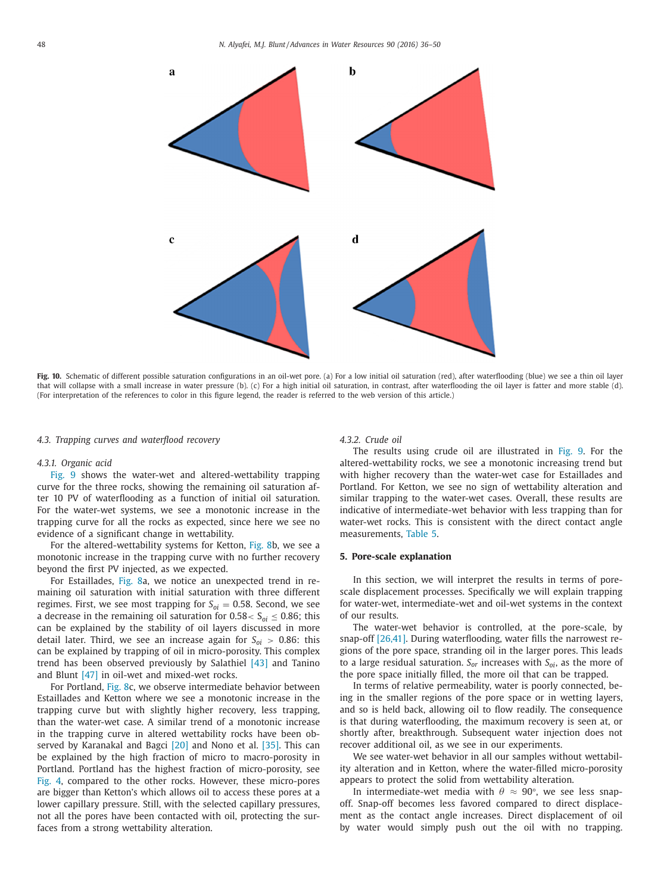a

b

c

d

**Fig. 10.** Schematic of different possible saturation configurations in an oil-wet pore. (a) For a low initial oil saturation (red), after waterflooding (blue) we see a thin oil layer that will collapse with a small increase in water pressure (b). (c) For a high initial oil saturation, in contrast, after waterflooding the oil layer is fatter and more stable (d). (For interpretation of the references to color in this figure legend, the reader is referred to the web version of this article.)

### 4.3. Trapping curves and waterflood recovery

#### 4.3.1. Organic acid

Fig. 9 shows the water-wet and altered-wettability trapping curve for the three rocks, showing the remaining oil saturation after 10 PV of waterflooding as a function of initial oil saturation. For the water-wet systems, we see a monotonic increase in the trapping curve for all the rocks as expected, since here we see no evidence of a significant change in wettability.

For the altered-wettability systems for Ketton, Fig. 8b, we see a monotonic increase in the trapping curve with no further recovery beyond the first PV injected, as we expected.

For Estaillades, Fig. 8a, we notice an unexpected trend in remaining oil saturation with initial saturation with three different regimes. First, we see most trapping for $S_{oi} = 0.58$. Second, we see a decrease in the remaining oil saturation for $0.58 < S_{oi} \leq 0.86$; this can be explained by the stability of oil layers discussed in more detail later. Third, we see an increase again for $S_{oi} > 0.86$: this can be explained by trapping of oil in micro-porosity. This complex trend has been observed previously by Salathiel [43] and Tanino and Blunt [47] in oil-wet and mixed-wet rocks.

For Portland, Fig. 8c, we observe intermediate behavior between Estaillades and Ketton where we see a monotonic increase in the trapping curve but with slightly higher recovery, less trapping, than the water-wet case. A similar trend of a monotonic increase in the trapping curve in altered wettability rocks have been observed by Karanakal and Bagci [20] and Nono et al. [35]. This can be explained by the high fraction of micro to macro-porosity in Portland. Portland has the highest fraction of micro-porosity, see Fig. 4, compared to the other rocks. However, these micro-pores are bigger than Ketton's which allows oil to access these pores at a lower capillary pressure. Still, with the selected capillary pressures, not all the pores have been contacted with oil, protecting the surfaces from a strong wettability alteration.

#### 4.3.2. Crude oil

The results using crude oil are illustrated in Fig. 9. For the altered-wettability rocks, we see a monotonic increasing trend but with higher recovery than the water-wet case for Estaillades and Portland. For Ketton, we see no sign of wettability alteration and similar trapping to the water-wet cases. Overall, these results are indicative of intermediate-wet behavior with less trapping than for water-wet rocks. This is consistent with the direct contact angle measurements, Table 5.

## 5. Pore-scale explanation

In this section, we will interpret the results in terms of pore-scale displacement processes. Specifically we will explain trapping for water-wet, intermediate-wet and oil-wet systems in the context of our results.

The water-wet behavior is controlled, at the pore-scale, by snap-off [26,41]. During waterflooding, water fills the narrowest regions of the pore space, stranding oil in the larger pores. This leads to a large residual saturation. $S_{or}$ increases with $S_{oi}$, as the more of the pore space initially filled, the more oil that can be trapped.

In terms of relative permeability, water is poorly connected, being in the smaller regions of the pore space or in wetting layers, and so is held back, allowing oil to flow readily. The consequence is that during waterflooding, the maximum recovery is seen at, or shortly after, breakthrough. Subsequent water injection does not recover additional oil, as we see in our experiments.

We see water-wet behavior in all our samples without wettability alteration and in Ketton, where the water-filled micro-porosity appears to protect the solid from wettability alteration.

In intermediate-wet media with $\theta \approx 90°$, we see less snap-off. Snap-off becomes less favored compared to direct displacement as the contact angle increases. Direct displacement of oil by water would simply push out the oil with no trapping.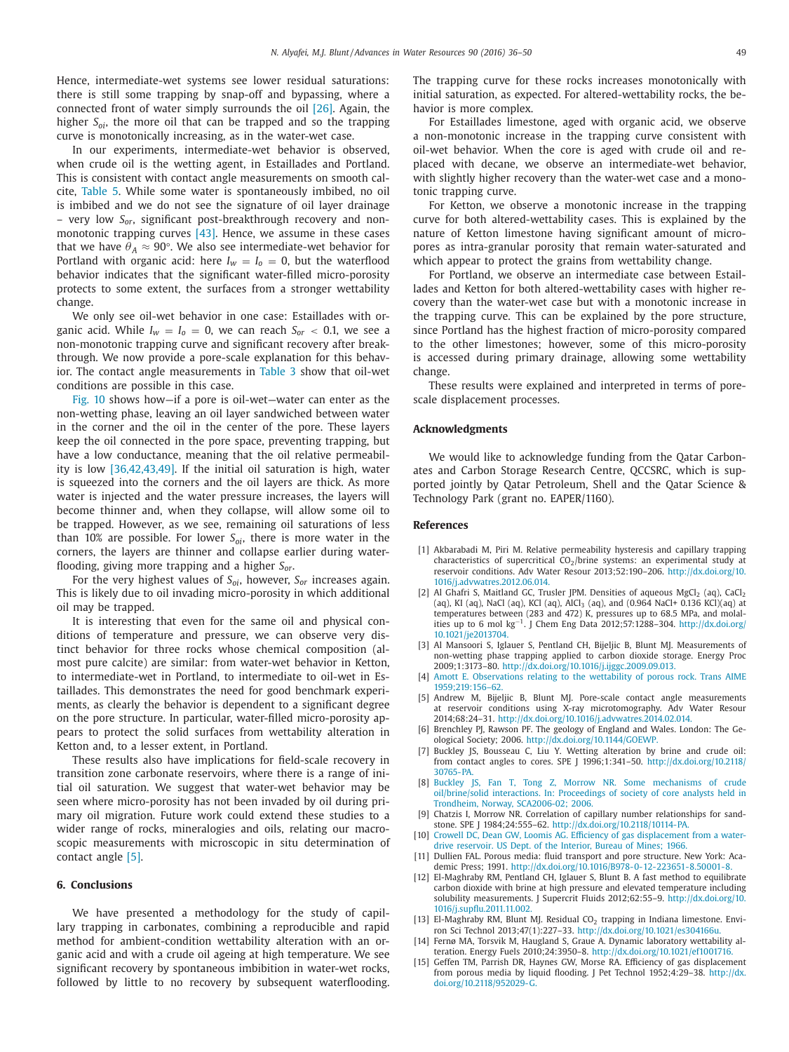Hence, intermediate-wet systems see lower residual saturations: there is still some trapping by snap-off and bypassing, where a connected front of water simply surrounds the oil [26]. Again, the higher $S_{oi}$, the more oil that can be trapped and so the trapping curve is monotonically increasing, as in the water-wet case.

In our experiments, intermediate-wet behavior is observed, when crude oil is the wetting agent, in Estaillades and Portland. This is consistent with contact angle measurements on smooth calcite, Table 5. While some water is spontaneously imbibed, no oil is imbibed and we do not see the signature of oil layer drainage – very low $S_{or}$, significant post-breakthrough recovery and non-monotonic trapping curves [43]. Hence, we assume in these cases that we have $\theta_A \approx 90°$. We also see intermediate-wet behavior for Portland with organic acid: here $I_w = I_o = 0$, but the waterflood behavior indicates that the significant water-filled micro-porosity protects to some extent, the surfaces from a stronger wettability change.

We only see oil-wet behavior in one case: Estaillades with organic acid. While $I_w = I_o = 0$, we can reach $S_{or} < 0.1$, we see a non-monotonic trapping curve and significant recovery after breakthrough. We now provide a pore-scale explanation for this behavior. The contact angle measurements in Table 3 show that oil-wet conditions are possible in this case.

Fig. 10 shows how—if a pore is oil-wet—water can enter as the non-wetting phase, leaving an oil layer sandwiched between water in the corner and the oil in the center of the pore. These layers keep the oil connected in the pore space, preventing trapping, but have a low conductance, meaning that the oil relative permeability is low [36,42,43,49]. If the initial oil saturation is high, water is squeezed into the corners and the oil layers are thick. As more water is injected and the water pressure increases, the layers will become thinner and, when they collapse, will allow some oil to be trapped. However, as we see, remaining oil saturations of less than 10% are possible. For lower $S_{oi}$, there is more water in the corners, the layers are thinner and collapse earlier during waterflooding, giving more trapping and a higher $S_{or}$.

For the very highest values of $S_{oi}$, however, $S_{or}$ increases again. This is likely due to oil invading micro-porosity in which additional oil may be trapped.

It is interesting that even for the same oil and physical conditions of temperature and pressure, we can observe very distinct behavior for three rocks whose chemical composition (almost pure calcite) are similar: from water-wet behavior in Ketton, to intermediate-wet in Portland, to intermediate to oil-wet in Estaillades. This demonstrates the need for good benchmark experiments, as clearly the behavior is dependent to a significant degree on the pore structure. In particular, water-filled micro-porosity appears to protect the solid surfaces from wettability alteration in Ketton and, to a lesser extent, in Portland.

These results also have implications for field-scale recovery in transition zone carbonate reservoirs, where there is a range of initial oil saturation. We suggest that water-wet behavior may be seen where micro-porosity has not been invaded by oil during primary oil migration. Future work could extend these studies to a wider range of rocks, mineralogies and oils, relating our macroscopic measurements with microscopic in situ determination of contact angle [5].

## 6. Conclusions

We have presented a methodology for the study of capillary trapping in carbonates, combining a reproducible and rapid method for ambient-condition wettability alteration with an organic acid and with a crude oil ageing at high temperature. We see significant recovery by spontaneous imbibition in water-wet rocks, followed by little to no recovery by subsequent waterflooding. The trapping curve for these rocks increases monotonically with initial saturation, as expected. For altered-wettability rocks, the behavior is more complex.

For Estaillades limestone, aged with organic acid, we observe a non-monotonic increase in the trapping curve consistent with oil-wet behavior. When the core is aged with crude oil and replaced with decane, we observe an intermediate-wet behavior, with slightly higher recovery than the water-wet case and a monotonic trapping curve.

For Ketton, we observe a monotonic increase in the trapping curve for both altered-wettability cases. This is explained by the nature of Ketton limestone having significant amount of micropores as intra-granular porosity that remain water-saturated and which appear to protect the grains from wettability change.

For Portland, we observe an intermediate case between Estaillades and Ketton for both altered-wettability cases with higher recovery than the water-wet case but with a monotonic increase in the trapping curve. This can be explained by the pore structure, since Portland has the highest fraction of micro-porosity compared to the other limestones; however, some of this micro-porosity is accessed during primary drainage, allowing some wettability change.

These results were explained and interpreted in terms of pore-scale displacement processes.

## Acknowledgments

We would like to acknowledge funding from the Qatar Carbonates and Carbon Storage Research Centre, QCCSRC, which is supported jointly by Qatar Petroleum, Shell and the Qatar Science & Technology Park (grant no. EAPER/1160).

## References

[1] Akbarabadi M, Piri M. Relative permeability hysteresis and capillary trapping characteristics of supercritical $CO_2$/brine systems: an experimental study at reservoir conditions. Adv Water Resour 2013;52:190–206. http://dx.doi.org/10.1016/j.advwatres.2012.06.014.

[2] Al Ghafri S, Maitland GC, Trusler JPM. Densities of aqueous $MgCl_2$ (aq), $CaCl_2$ (aq), KI (aq), NaCl (aq), KCl (aq), $AlCl_3$ (aq), and (0.964 NaCl+ 0.136 KCl)(aq) at temperatures between (283 and 472) K, pressures up to 68.5 MPa, and molalities up to 6 mol $kg^{-1}$. J Chem Eng Data 2012;57:1288–304. http://dx.doi.org/10.1021/je2013704.

[3] Al Mansoori S, Iglauer S, Pentland CH, Bijeljic B, Blunt MJ. Measurements of non-wetting phase trapping applied to carbon dioxide storage. Energy Proc 2009;1:3173–80. http://dx.doi.org/10.1016/j.ijggc.2009.09.013.

[4] Amott E. Observations relating to the wettability of porous rock. Trans AIME 1959;219:156–62.

[5] Andrew M, Bijeljic B, Blunt MJ. Pore-scale contact angle measurements at reservoir conditions using X-ray microtomography. Adv Water Resour 2014;68:24–31. http://dx.doi.org/10.1016/j.advwatres.2014.02.014.

[6] Brenchley PJ, Rawson PF. The geology of England and Wales. London: The Geological Society; 2006. http://dx.doi.org/10.1144/GOEWP.

[7] Buckley JS, Bousseau C, Liu Y. Wetting alteration by brine and crude oil: from contact angles to cores. SPE J 1996;1:341–50. http://dx.doi.org/10.2118/30765-PA.

[8] Buckley JS, Fan T, Tong Z, Morrow NR. Some mechanisms of crude oil/brine/solid interactions. In: Proceedings of society of core analysts held in Trondheim, Norway, SCA2006-02; 2006.

[9] Chatzis I, Morrow NR. Correlation of capillary number relationships for sandstone. SPE J 1984;24:555–62. http://dx.doi.org/10.2118/10114-PA.

[10] Crowell DC, Dean GW, Loomis AG. Efficiency of gas displacement from a water-drive reservoir. US Dept. of the Interior, Bureau of Mines; 1966.

[11] Dullien FAL. Porous media: fluid transport and pore structure. New York: Academic Press; 1991. http://dx.doi.org/10.1016/B978-0-12-223651-8.50001-8.

[12] El-Maghraby RM, Pentland CH, Iglauer S, Blunt B. A fast method to equilibrate carbon dioxide with brine at high pressure and elevated temperature including solubility measurements. J Supercrit Fluids 2012;62:55–9. http://dx.doi.org/10.1016/j.supflu.2011.11.002.

[13] El-Maghraby RM, Blunt MJ. Residual $CO_2$ trapping in Indiana limestone. Environ Sci Technol 2013;47(1):227–33. http://dx.doi.org/10.1021/es304166u.

[14] Fernø MA, Torsvik M, Haugland S, Graue A. Dynamic laboratory wettability alteration. Energy Fuels 2010;24:3950–8. http://dx.doi.org/10.1021/ef1001716.

[15] Geffen TM, Parrish DR, Haynes GW, Morse RA. Efficiency of gas displacement from porous media by liquid flooding. J Pet Technol 1952;4:29–38. http://dx.doi.org/10.2118/952029-G.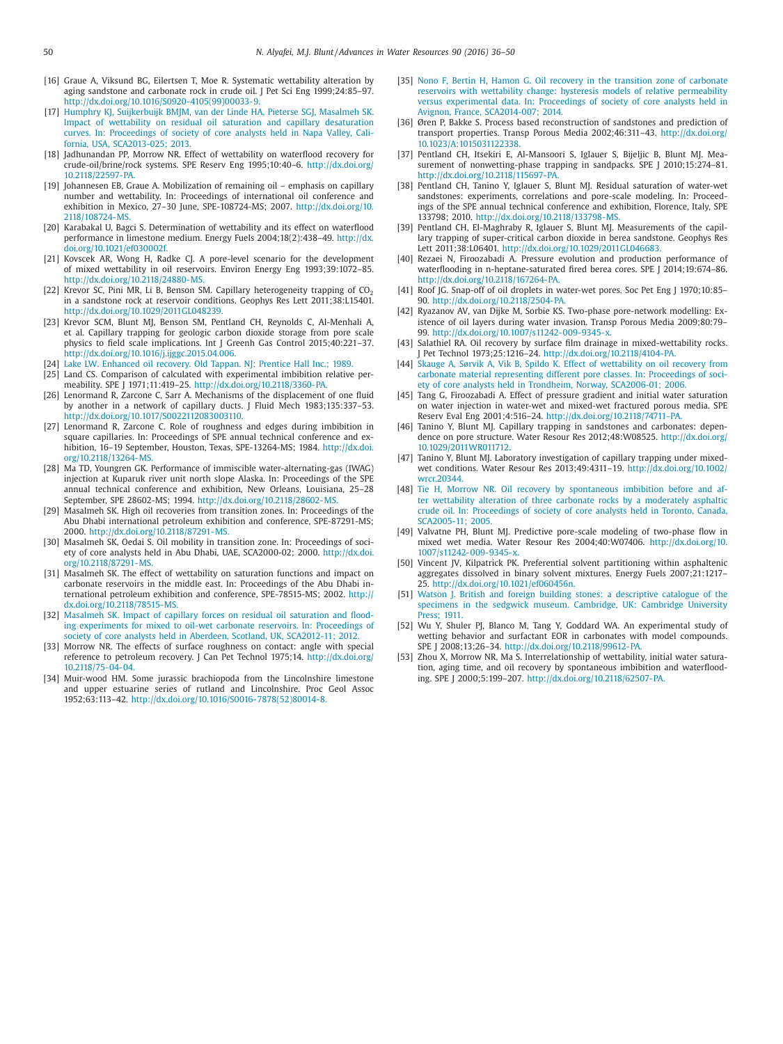[16] Graue A, Viksund BG, Eilertsen T, Moe R. Systematic wettability alteration by aging sandstone and carbonate rock in crude oil. J Pet Sci Eng 1999;24:85–97. http://dx.doi.org/10.1016/S0920-4105(99)00033-9.

[17] Humphry KJ, Suijkerbuijk BMJM, van der Linde HA, Pieterse SGJ, Masalmeh SK. Impact of wettability on residual oil saturation and capillary desaturation curves. In: Proceedings of society of core analysts held in Napa Valley, California, USA, SCA2013-025; 2013.

[18] Jadhunandan PP, Morrow NR. Effect of wettability on waterflood recovery for crude-oil/brine/rock systems. SPE Reserv Eng 1995;10:40–6. http://dx.doi.org/10.2118/22597-PA.

[19] Johannesen EB, Graue A. Mobilization of remaining oil – emphasis on capillary number and wettability. In: Proceedings of international oil conference and exhibition in Mexico, 27–30 June, SPE-108724-MS; 2007. http://dx.doi.org/10.2118/108724-MS.

[20] Karabakal U, Bagci S. Determination of wettability and its effect on waterflood performance in limestone medium. Energy Fuels 2004;18(2):438–49. http://dx.doi.org/10.1021/ef030002f.

[21] Kovscek AR, Wong H, Radke CJ. A pore-level scenario for the development of mixed wettability in oil reservoirs. Environ Energy Eng 1993;39:1072–85. http://dx.doi.org/10.2118/24880-MS.

[22] Krevor SC, Pini MR, Li B, Benson SM. Capillary heterogeneity trapping of $CO_2$ in a sandstone rock at reservoir conditions. Geophys Res Lett 2011;38:L15401. http://dx.doi.org/10.1029/2011GL048239.

[23] Krevor SCM, Blunt MJ, Benson SM, Pentland CH, Reynolds C, Al-Menhali A, et al. Capillary trapping for geologic carbon dioxide storage from pore scale physics to field scale implications. Int J Greenh Gas Control 2015;40:221–37. http://dx.doi.org/10.1016/j.ijggc.2015.04.006.

[24] Lake LW. Enhanced oil recovery. Old Tappan. NJ: Prentice Hall Inc.; 1989.

[25] Land CS. Comparison of calculated with experimental imbibition relative permeability. SPE J 1971;11:419–25. http://dx.doi.org/10.2118/3360-PA.

[26] Lenormand R, Zarcone C, Sarr A. Mechanisms of the displacement of one fluid by another in a network of capillary ducts. J Fluid Mech 1983;135:337–53. http://dx.doi.org/10.1017/S0022112083003110.

[27] Lenormand R, Zarcone C. Role of roughness and edges during imbibition in square capillaries. In: Proceedings of SPE annual technical conference and exhibition, 16–19 September, Houston, Texas, SPE-13264-MS; 1984. http://dx.doi.org/10.2118/13264-MS.

[28] Ma TD, Youngren GK. Performance of immiscible water-alternating-gas (IWAG) injection at Kuparuk river unit north slope Alaska. In: Proceedings of the SPE annual technical conference and exhibition, New Orleans, Louisiana, 25–28 September, SPE 28602-MS; 1994. http://dx.doi.org/10.2118/28602-MS.

[29] Masalmeh SK. High oil recoveries from transition zones. In: Proceedings of the Abu Dhabi international petroleum exhibition and conference, SPE-87291-MS; 2000. http://dx.doi.org/10.2118/87291-MS.

[30] Masalmeh SK, Oedai S. Oil mobility in transition zone. In: Proceedings of society of core analysts held in Abu Dhabi, UAE, SCA2000-02; 2000. http://dx.doi.org/10.2118/87291-MS.

[31] Masalmeh SK. The effect of wettability on saturation functions and impact on carbonate reservoirs in the middle east. In: Proceedings of the Abu Dhabi international petroleum exhibition and conference, SPE-78515-MS; 2002. http://dx.doi.org/10.2118/78515-MS.

[32] Masalmeh SK. Impact of capillary forces on residual oil saturation and flooding experiments for mixed to oil-wet carbonate reservoirs. In: Proceedings of society of core analysts held in Aberdeen, Scotland, UK, SCA2012-11; 2012.

[33] Morrow NR. The effects of surface roughness on contact: angle with special reference to petroleum recovery. J Can Pet Technol 1975;14. http://dx.doi.org/10.2118/75-04-04.

[34] Muir-wood HM. Some jurassic brachiopoda from the Lincolnshire limestone and upper estuarine series of rutland and Lincolnshire. Proc Geol Assoc 1952;63:113–42. http://dx.doi.org/10.1016/S0016-7878(52)80014-8.

[35] Nono F, Bertin H, Hamon G. Oil recovery in the transition zone of carbonate reservoirs with wettability change: hysteresis models of relative permeability versus experimental data. In: Proceedings of society of core analysts held in Avignon, France, SCA2014-007; 2014.

[36] Øren P, Bakke S. Process based reconstruction of sandstones and prediction of transport properties. Transp Porous Media 2002;46:311–43. http://dx.doi.org/10.1023/A:1015031122338.

[37] Pentland CH, Itsekiri E, Al-Mansoori S, Iglauer S, Bijeljic B, Blunt MJ. Measurement of nonwetting-phase trapping in sandpacks. SPE J 2010;15:274–81. http://dx.doi.org/10.2118/115697-PA.

[38] Pentland CH, Tanino Y, Iglauer S, Blunt MJ. Residual saturation of water-wet sandstones: experiments, correlations and pore-scale modeling. In: Proceedings of the SPE annual technical conference and exhibition, Florence, Italy, SPE 133798; 2010. http://dx.doi.org/10.2118/133798-MS.

[39] Pentland CH, El-Maghraby R, Iglauer S, Blunt MJ. Measurements of the capillary trapping of super-critical carbon dioxide in berea sandstone. Geophys Res Lett 2011;38:L06401. http://dx.doi.org/10.1029/2011GL046683.

[40] Rezaei N, Firoozabadi A. Pressure evolution and production performance of waterflooding in n-heptane-saturated fired berea cores. SPE J 2014;19:674–86. http://dx.doi.org/10.2118/167264-PA.

[41] Roof JG. Snap-off of oil droplets in water-wet pores. Soc Pet Eng J 1970;10:85–90. http://dx.doi.org/10.2118/2504-PA.

[42] Ryazanov AV, van Dijke M, Sorbie KS. Two-phase pore-network modelling: Existence of oil layers during water invasion. Transp Porous Media 2009;80:79–99. http://dx.doi.org/10.1007/s11242-009-9345-x.

[43] Salathiel RA. Oil recovery by surface film drainage in mixed-wettability rocks. J Pet Technol 1973;25:1216–24. http://dx.doi.org/10.2118/4104-PA.

[44] Skauge A, Sørvik A, Vik B, Spildo K. Effect of wettability on oil recovery from carbonate material representing different pore classes. In: Proceedings of society of core analysts held in Trondheim, Norway, SCA2006-01; 2006.

[45] Tang G, Firoozabadi A. Effect of pressure gradient and initial water saturation on water injection in water-wet and mixed-wet fractured porous media. SPE Reserv Eval Eng 2001;4:516–24. http://dx.doi.org/10.2118/74711-PA.

[46] Tanino Y, Blunt MJ. Capillary trapping in sandstones and carbonates: dependence on pore structure. Water Resour Res 2012;48:W08525. http://dx.doi.org/10.1029/2011WR011712.

[47] Tanino Y, Blunt MJ. Laboratory investigation of capillary trapping under mixed-wet conditions. Water Resour Res 2013;49:4311–19. http://dx.doi.org/10.1002/wrcr.20344.

[48] Tie H, Morrow NR. Oil recovery by spontaneous imbibition before and after wettability alteration of three carbonate rocks by a moderately asphaltic crude oil. In: Proceedings of society of core analysts held in Toronto, Canada, SCA2005-11; 2005.

[49] Valvatne PH, Blunt MJ. Predictive pore-scale modeling of two-phase flow in mixed wet media. Water Resour Res 2004;40:W07406. http://dx.doi.org/10.1007/s11242-009-9345-x.

[50] Vincent JV, Kilpatrick PK. Preferential solvent partitioning within asphaltenic aggregates dissolved in binary solvent mixtures. Energy Fuels 2007;21:1217–25. http://dx.doi.org/10.1021/ef060456n.

[51] Watson J. British and foreign building stones: a descriptive catalogue of the specimens in the sedgwick museum. Cambridge, UK: Cambridge University Press; 1911.

[52] Wu Y, Shuler PJ, Blanco M, Tang Y, Goddard WA. An experimental study of wetting behavior and surfactant EOR in carbonates with model compounds. SPE J 2008;13:26–34. http://dx.doi.org/10.2118/99612-PA.

[53] Zhou X, Morrow NR, Ma S. Interrelationship of wettability, initial water saturation, aging time, and oil recovery by spontaneous imbibition and waterflooding. SPE J 2000;5:199–207. http://dx.doi.org/10.2118/62507-PA.